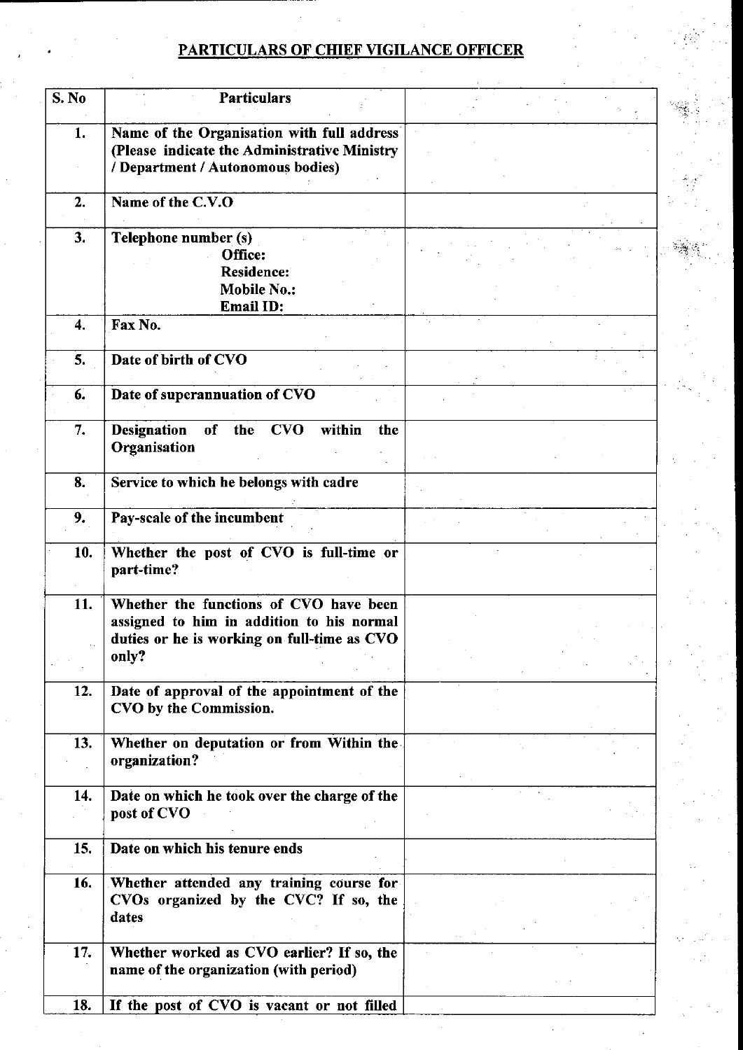## PARTICULARS OF CHIEF VIGILANCE OFFICER

| S. No | Particulars | |
|---|---|---|
| 1. | Name of the Organisation with full address (Please indicate the Administrative Ministry / Department / Autonomous bodies) | |
| 2. | Name of the C.V.O | |
| 3. | Telephone number (s)<br>Office:<br>Residence:<br>Mobile No.:<br>Email ID: | |
| 4. | Fax No. | |
| 5. | Date of birth of CVO | |
| 6. | Date of superannuation of CVO | |
| 7. | Designation of the CVO within the Organisation | |
| 8. | Service to which he belongs with cadre | |
| 9. | Pay-scale of the incumbent | |
| 10. | Whether the post of CVO is full-time or part-time? | |
| 11. | Whether the functions of CVO have been assigned to him in addition to his normal duties or he is working on full-time as CVO only? | |
| 12. | Date of approval of the appointment of the CVO by the Commission. | |
| 13. | Whether on deputation or from Within the organization? | |
| 14. | Date on which he took over the charge of the post of CVO | |
| 15. | Date on which his tenure ends | |
| 16. | Whether attended any training course for CVOs organized by the CVC? If so, the dates | |
| 17. | Whether worked as CVO earlier? If so, the name of the organization (with period) | |
| 18. | If the post of CVO is vacant or not filled | |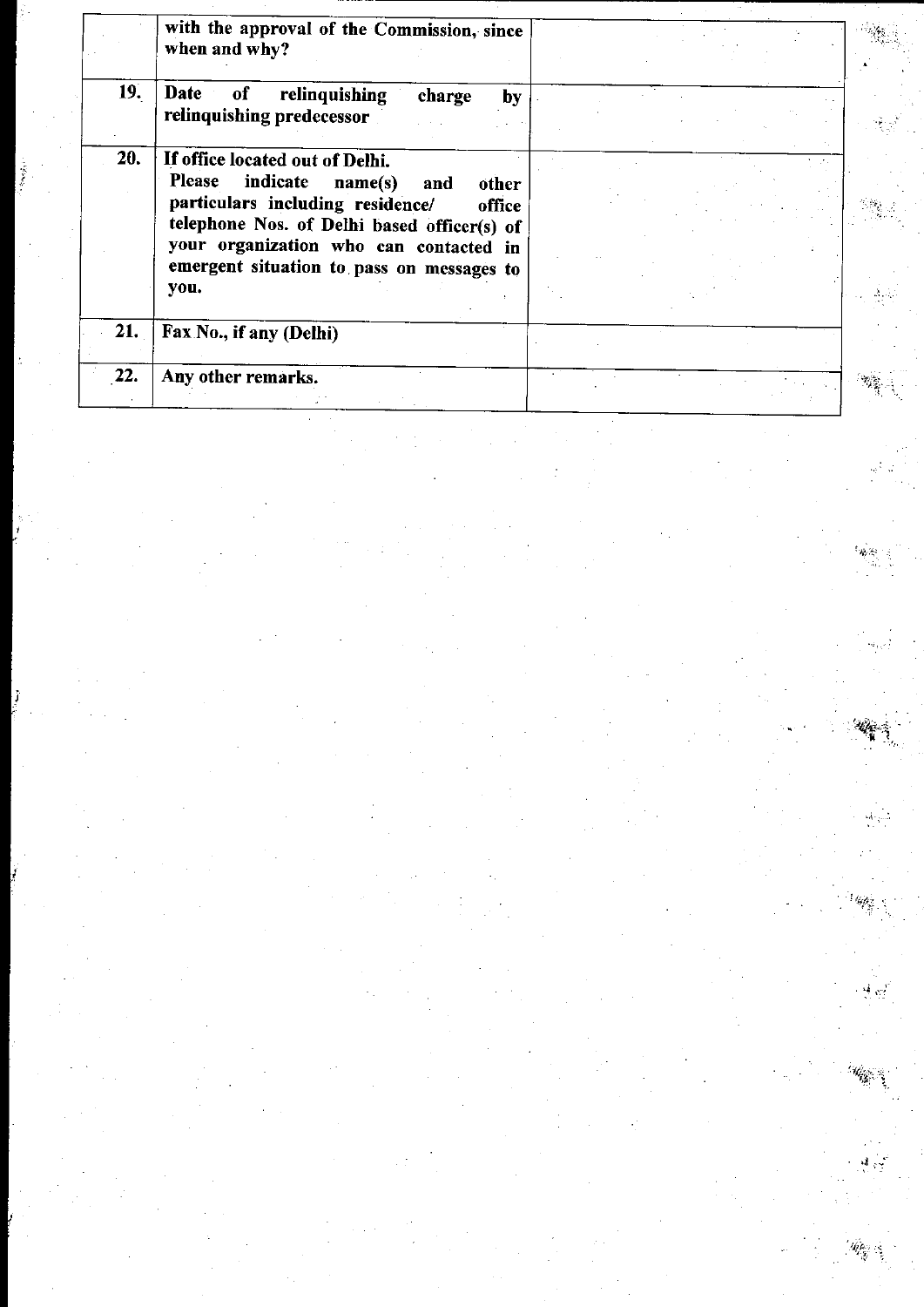| | | |
|---|---|---|
| | **with the approval of the Commission, since when and why?** | |
| **19.** | **Date of relinquishing charge by relinquishing predecessor** | |
| **20.** | **If office located out of Delhi.** **Please indicate name(s) and other particulars including residence/ office telephone Nos. of Delhi based officer(s) of your organization who can contacted in emergent situation to pass on messages to you.** | |
| **21.** | **Fax No., if any (Delhi)** | |
| **22.** | **Any other remarks.** | |